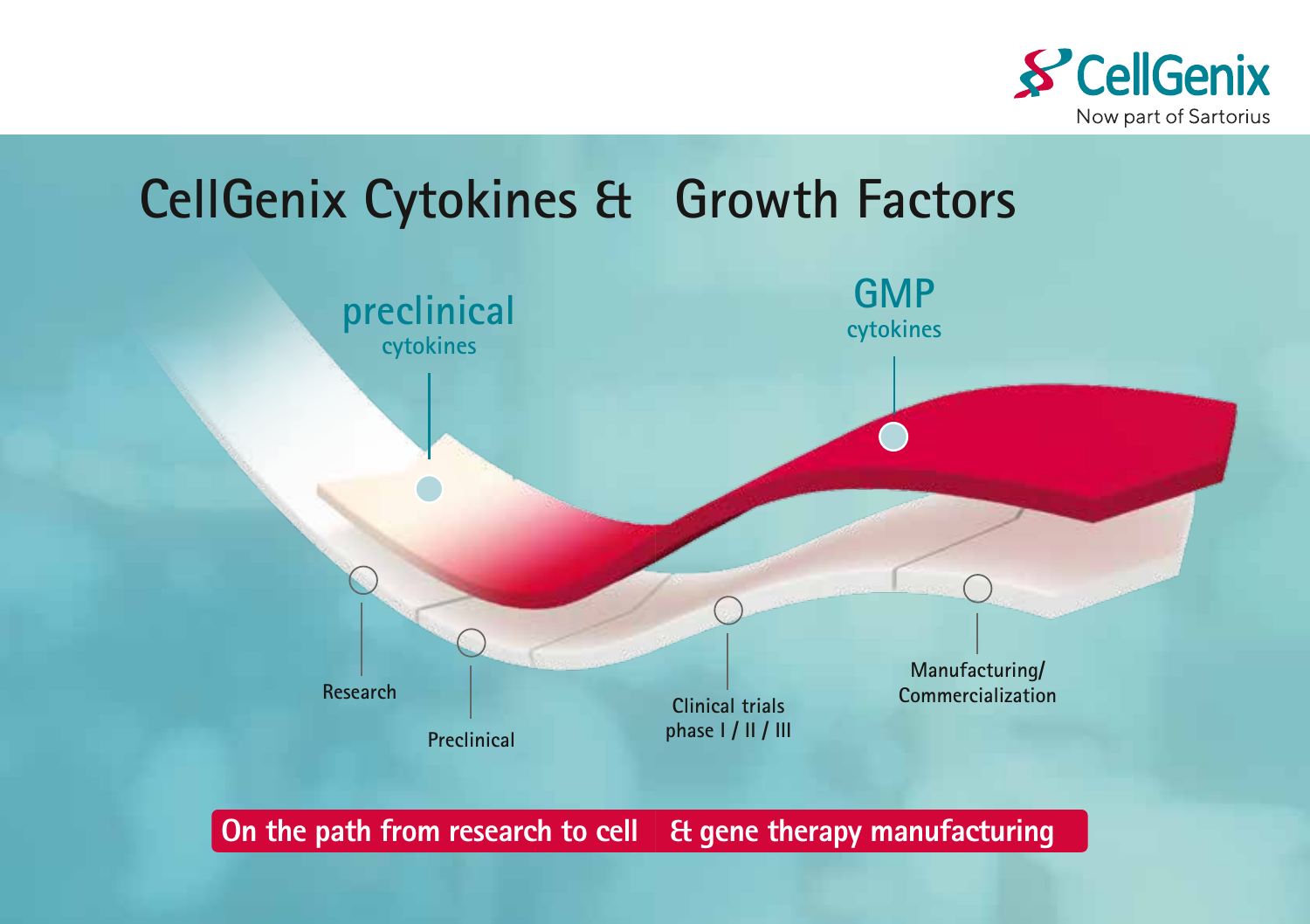CellGenix
Now part of Sartorius

# CellGenix Cytokines & Growth Factors

**preclinical** cytokines

**GMP** cytokines

Research

Preclinical

Clinical trials phase I / II / III

Manufacturing/ Commercialization

**On the path from research to cell & gene therapy manufacturing**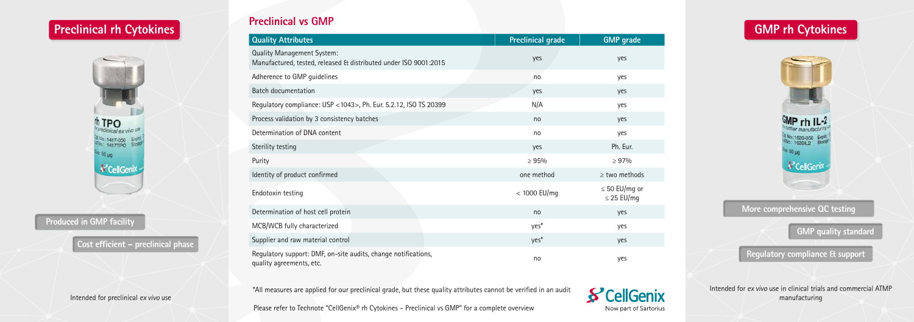## Preclinical rh Cytokines

Produced in GMP facility

Cost efficient – preclinical phase

Intended for preclinical *ex vivo* use

## Preclinical vs GMP

| Quality Attributes | Preclinical grade | GMP grade |
|---|---|---|
| Quality Management System: Manufactured, tested, released & distributed under ISO 9001:2015 | yes | yes |
| Adherence to GMP guidelines | no | yes |
| Batch documentation | yes | yes |
| Regulatory compliance: USP <1043>, Ph. Eur. 5.2.12, ISO TS 20399 | N/A | yes |
| Process validation by 3 consistency batches | no | yes |
| Determination of DNA content | no | yes |
| Sterility testing | yes | Ph. Eur. |
| Purity | ≥ 95% | ≥ 97% |
| Identity of product confirmed | one method | ≥ two methods |
| Endotoxin testing | < 1000 EU/mg | ≤ 50 EU/mg or ≤ 25 EU/mg |
| Determination of host cell protein | no | yes |
| MCB/WCB fully characterized | yes* | yes |
| Supplier and raw material control | yes* | yes |
| Regulatory support: DMF, on-site audits, change notifications, quality agreements, etc. | no | yes |

*All measures are applied for our preclinical grade, but these quality attributes cannot be verified in an audit

Please refer to Technote "CellGenix® rh Cytokines – Preclinical vs GMP" for a complete overview

CellGenix
Now part of Sartorius

## GMP rh Cytokines

More comprehensive QC testing

GMP quality standard

Regulatory compliance & support

Intended for *ex vivo* use in clinical trials and commercial ATMP manufacturing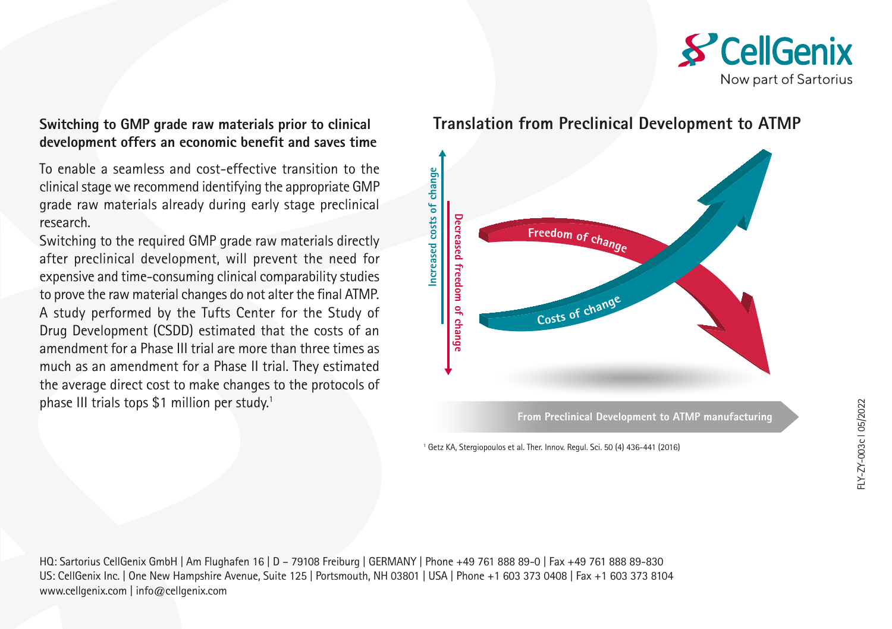## Switching to GMP grade raw materials prior to clinical development offers an economic benefit and saves time

To enable a seamless and cost-effective transition to the clinical stage we recommend identifying the appropriate GMP grade raw materials already during early stage preclinical research.

Switching to the required GMP grade raw materials directly after preclinical development, will prevent the need for expensive and time-consuming clinical comparability studies to prove the raw material changes do not alter the final ATMP. A study performed by the Tufts Center for the Study of Drug Development (CSDD) estimated that the costs of an amendment for a Phase III trial are more than three times as much as an amendment for a Phase II trial. They estimated the average direct cost to make changes to the protocols of phase III trials tops $1 million per study.[1]

## Translation from Preclinical Development to ATMP

Increased costs of change

Decreased freedom of change

Freedom of change

Costs of change

From Preclinical Development to ATMP manufacturing

[1] Getz KA, Stergiopoulos et al. Ther. Innov. Regul. Sci. 50 (4) 436-441 (2016)

FLY-ZY-003c | 05/2022

HQ: Sartorius CellGenix GmbH | Am Flughafen 16 | D – 79108 Freiburg | GERMANY | Phone +49 761 888 89-0 | Fax +49 761 888 89-830
US: CellGenix Inc. | One New Hampshire Avenue, Suite 125 | Portsmouth, NH 03801 | USA | Phone +1 603 373 0408 | Fax +1 603 373 8104
www.cellgenix.com | info@cellgenix.com